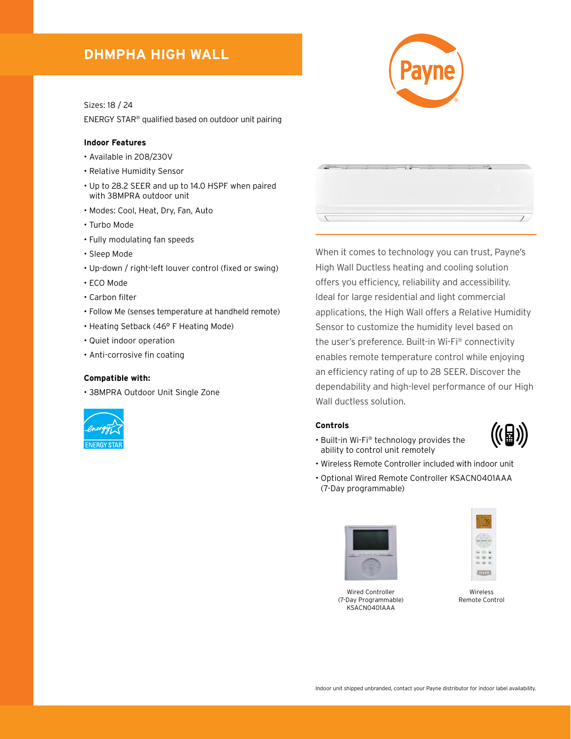# DHMPHA HIGH WALL

Sizes: 18 / 24

ENERGY STAR® qualified based on outdoor unit pairing

**Indoor Features**

- Available in 208/230V
- Relative Humidity Sensor
- Up to 28.2 SEER and up to 14.0 HSPF when paired with 38MPRA outdoor unit
- Modes: Cool, Heat, Dry, Fan, Auto
- Turbo Mode
- Fully modulating fan speeds
- Sleep Mode
- Up-down / right-left louver control (fixed or swing)
- ECO Mode
- Carbon filter
- Follow Me (senses temperature at handheld remote)
- Heating Setback (46° F Heating Mode)
- Quiet indoor operation
- Anti-corrosive fin coating

**Compatible with:**

- 38MPRA Outdoor Unit Single Zone

When it comes to technology you can trust, Payne's High Wall Ductless heating and cooling solution offers you efficiency, reliability and accessibility. Ideal for large residential and light commercial applications, the High Wall offers a Relative Humidity Sensor to customize the humidity level based on the user's preference. Built-in Wi-Fi® connectivity enables remote temperature control while enjoying an efficiency rating of up to 28 SEER. Discover the dependability and high-level performance of our High Wall ductless solution.

**Controls**

- Built-in Wi-Fi® technology provides the ability to control unit remotely
- Wireless Remote Controller included with indoor unit
- Optional Wired Remote Controller KSACN0401AAA (7-Day programmable)

Wired Controller (7-Day Programmable) KSACN0401AAA

Wireless Remote Control

Indoor unit shipped unbranded, contact your Payne distributor for indoor label availability.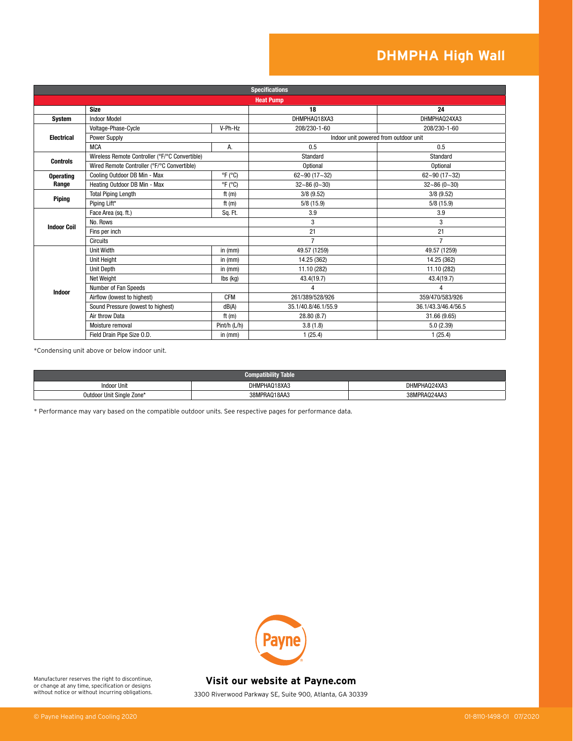# DHMPHA High Wall

| Specifications | | | | |
|---|---|---|---|---|
| **Heat Pump** | | | | |
| | **Size** | | **18** | **24** |
| **System** | Indoor Model | | DHMPHAQ18XA3 | DHMPHAQ24XA3 |
| **Electrical** | Voltage-Phase-Cycle | V-Ph-Hz | 208/230-1-60 | 208/230-1-60 |
| | Power Supply | | Indoor unit powered from outdoor unit | |
| | MCA | A. | 0.5 | 0.5 |
| **Controls** | Wireless Remote Controller (°F/°C Convertible) | | Standard | Standard |
| | Wired Remote Controller (°F/°C Convertible) | | Optional | Optional |
| **Operating Range** | Cooling Outdoor DB Min - Max | °F (°C) | 62~90 (17~32) | 62~90 (17~32) |
| | Heating Outdoor DB Min - Max | °F (°C) | 32~86 (0~30) | 32~86 (0~30) |
| **Piping** | Total Piping Length | ft (m) | 3/8 (9.52) | 3/8 (9.52) |
| | Piping Lift* | ft (m) | 5/8 (15.9) | 5/8 (15.9) |
| **Indoor Coil** | Face Area (sq. ft.) | Sq. Ft. | 3.9 | 3.9 |
| | No. Rows | | 3 | 3 |
| | Fins per inch | | 21 | 21 |
| | Circuits | | 7 | 7 |
| **Indoor** | Unit Width | in (mm) | 49.57 (1259) | 49.57 (1259) |
| | Unit Height | in (mm) | 14.25 (362) | 14.25 (362) |
| | Unit Depth | in (mm) | 11.10 (282) | 11.10 (282) |
| | Net Weight | lbs (kg) | 43.4(19.7) | 43.4(19.7) |
| | Number of Fan Speeds | | 4 | 4 |
| | Airflow (lowest to highest) | CFM | 261/389/528/926 | 359/470/583/926 |
| | Sound Pressure (lowest to highest) | dB(A) | 35.1/40.8/46.1/55.9 | 36.1/43.3/46.4/56.5 |
| | Air throw Data | ft (m) | 28.80 (8.7) | 31.66 (9.65) |
| | Moisture removal | Pint/h (L/h) | 3.8 (1.8) | 5.0 (2.39) |
| | Field Drain Pipe Size O.D. | in (mm) | 1 (25.4) | 1 (25.4) |

*Condensing unit above or below indoor unit.

| Compatibility Table | | |
|---|---|---|
| Indoor Unit | DHMPHAQ18XA3 | DHMPHAQ24XA3 |
| Outdoor Unit Single Zone* | 38MPRAQ18AA3 | 38MPRAQ24AA3 |

* Performance may vary based on the compatible outdoor units. See respective pages for performance data.

Payne

Manufacturer reserves the right to discontinue, or change at any time, specification or designs without notice or without incurring obligations.

**Visit our website at Payne.com**

3300 Riverwood Parkway SE, Suite 900, Atlanta, GA 30339

© Payne Heating and Cooling 2020

01-8110-1498-01 07/2020